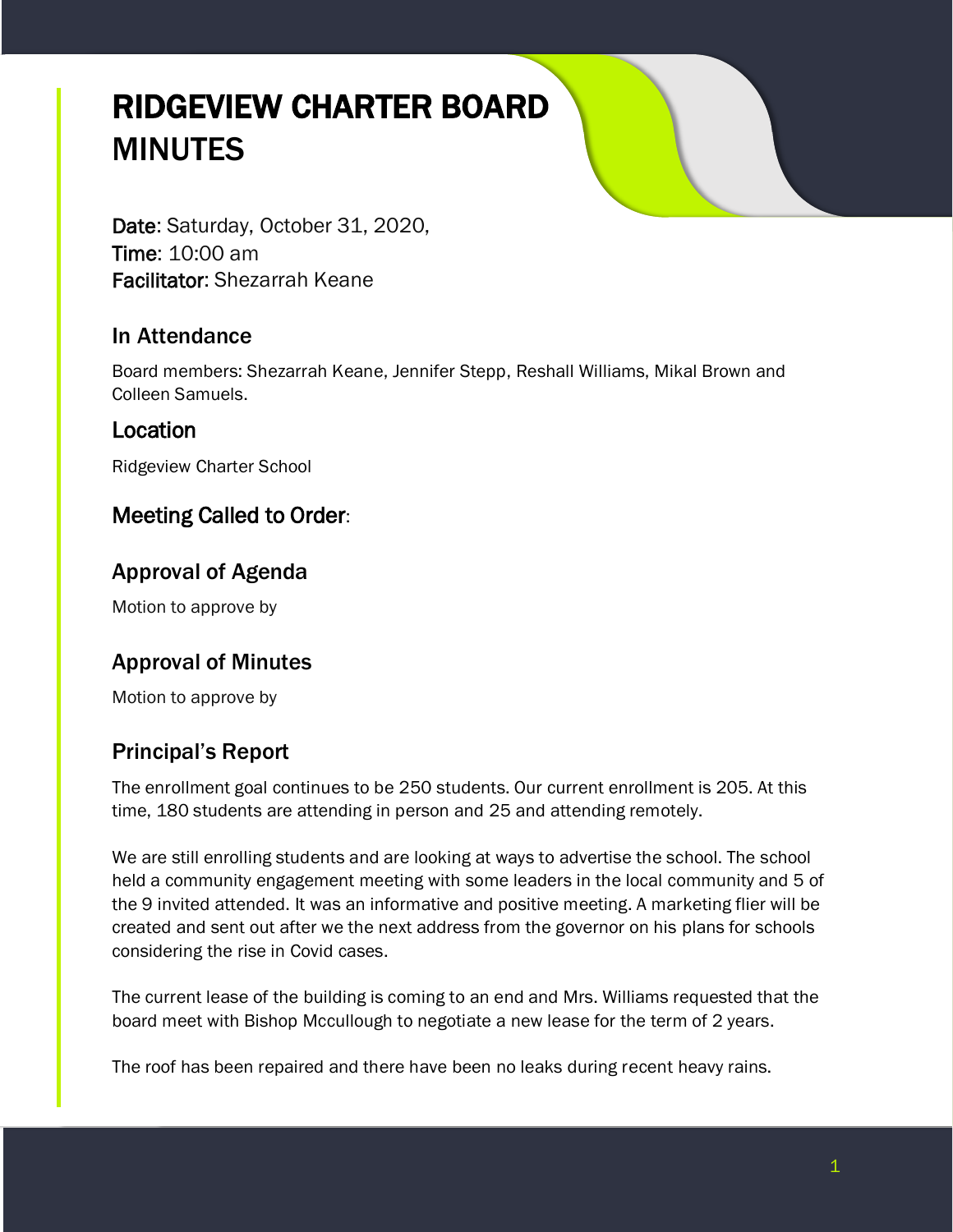# RIDGEVIEW CHARTER BOARD MINUTES

**Date**: Saturday, October 31, 2020,
**Time**: 10:00 am
**Facilitator**: Shezarrah Keane

## In Attendance

Board members: Shezarrah Keane, Jennifer Stepp, Reshall Williams, Mikal Brown and Colleen Samuels.

## Location

Ridgeview Charter School

## Meeting Called to Order:

## Approval of Agenda

Motion to approve by

## Approval of Minutes

Motion to approve by

## Principal's Report

The enrollment goal continues to be 250 students. Our current enrollment is 205. At this time, 180 students are attending in person and 25 and attending remotely.

We are still enrolling students and are looking at ways to advertise the school. The school held a community engagement meeting with some leaders in the local community and 5 of the 9 invited attended. It was an informative and positive meeting. A marketing flier will be created and sent out after we the next address from the governor on his plans for schools considering the rise in Covid cases.

The current lease of the building is coming to an end and Mrs. Williams requested that the board meet with Bishop Mccullough to negotiate a new lease for the term of 2 years.

The roof has been repaired and there have been no leaks during recent heavy rains.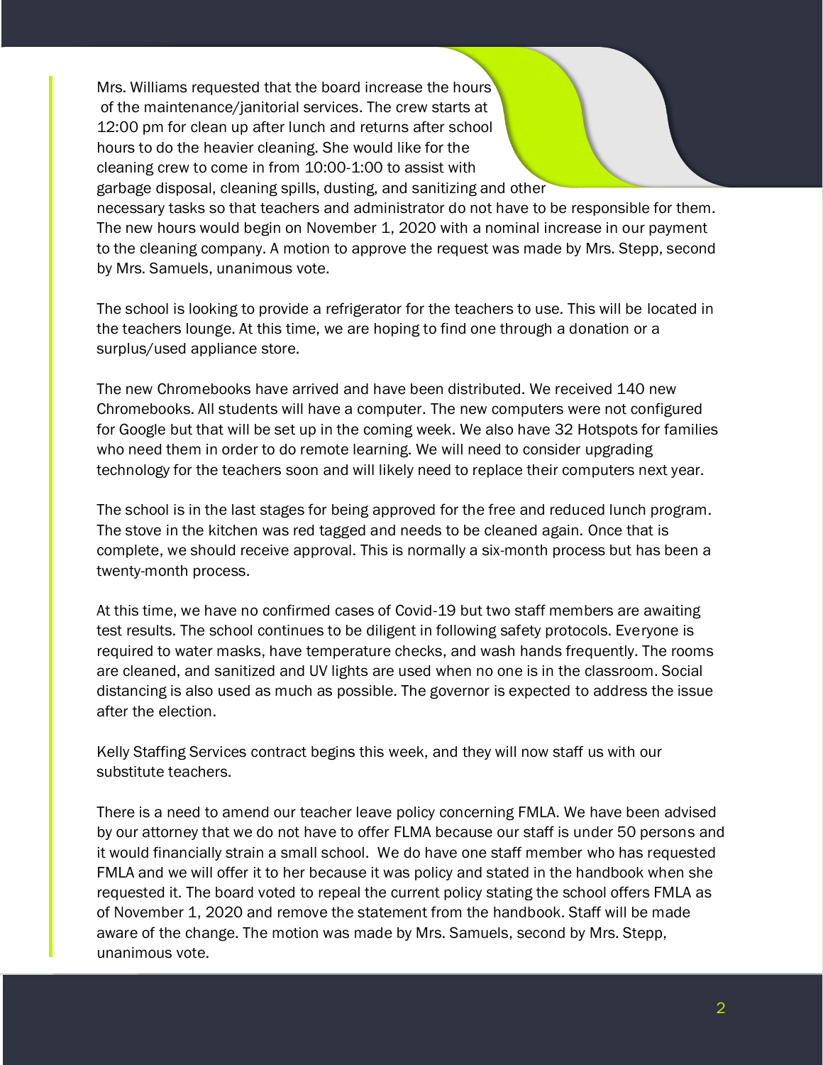Mrs. Williams requested that the board increase the hours of the maintenance/janitorial services. The crew starts at 12:00 pm for clean up after lunch and returns after school hours to do the heavier cleaning. She would like for the cleaning crew to come in from 10:00-1:00 to assist with garbage disposal, cleaning spills, dusting, and sanitizing and other necessary tasks so that teachers and administrator do not have to be responsible for them. The new hours would begin on November 1, 2020 with a nominal increase in our payment to the cleaning company. A motion to approve the request was made by Mrs. Stepp, second by Mrs. Samuels, unanimous vote.

The school is looking to provide a refrigerator for the teachers to use. This will be located in the teachers lounge. At this time, we are hoping to find one through a donation or a surplus/used appliance store.

The new Chromebooks have arrived and have been distributed. We received 140 new Chromebooks. All students will have a computer. The new computers were not configured for Google but that will be set up in the coming week. We also have 32 Hotspots for families who need them in order to do remote learning. We will need to consider upgrading technology for the teachers soon and will likely need to replace their computers next year.

The school is in the last stages for being approved for the free and reduced lunch program. The stove in the kitchen was red tagged and needs to be cleaned again. Once that is complete, we should receive approval. This is normally a six-month process but has been a twenty-month process.

At this time, we have no confirmed cases of Covid-19 but two staff members are awaiting test results. The school continues to be diligent in following safety protocols. Everyone is required to water masks, have temperature checks, and wash hands frequently. The rooms are cleaned, and sanitized and UV lights are used when no one is in the classroom. Social distancing is also used as much as possible. The governor is expected to address the issue after the election.

Kelly Staffing Services contract begins this week, and they will now staff us with our substitute teachers.

There is a need to amend our teacher leave policy concerning FMLA. We have been advised by our attorney that we do not have to offer FLMA because our staff is under 50 persons and it would financially strain a small school. We do have one staff member who has requested FMLA and we will offer it to her because it was policy and stated in the handbook when she requested it. The board voted to repeal the current policy stating the school offers FMLA as of November 1, 2020 and remove the statement from the handbook. Staff will be made aware of the change. The motion was made by Mrs. Samuels, second by Mrs. Stepp, unanimous vote.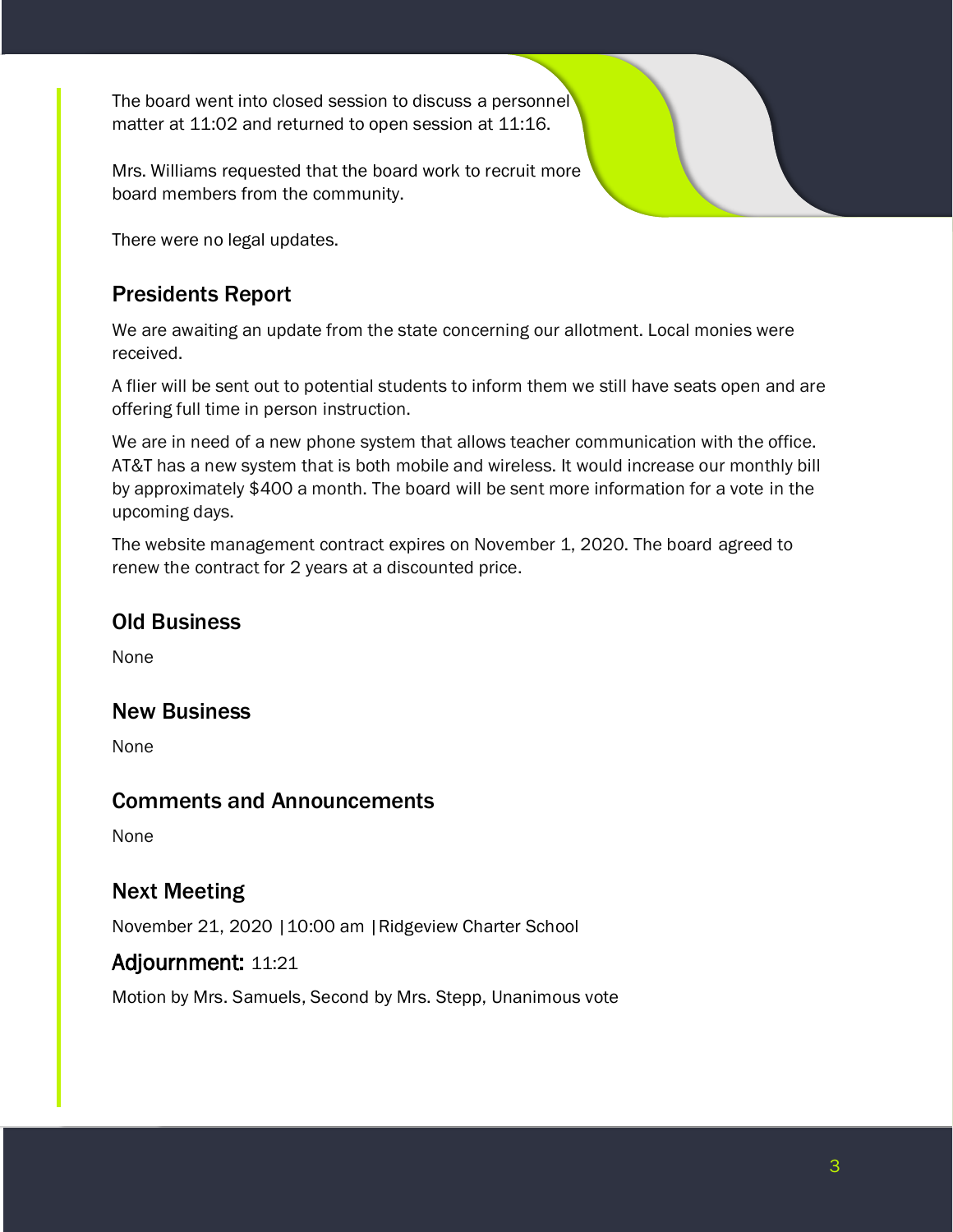The board went into closed session to discuss a personnel matter at 11:02 and returned to open session at 11:16.

Mrs. Williams requested that the board work to recruit more board members from the community.

There were no legal updates.

## Presidents Report

We are awaiting an update from the state concerning our allotment. Local monies were received.

A flier will be sent out to potential students to inform them we still have seats open and are offering full time in person instruction.

We are in need of a new phone system that allows teacher communication with the office. AT&T has a new system that is both mobile and wireless. It would increase our monthly bill by approximately $400 a month. The board will be sent more information for a vote in the upcoming days.

The website management contract expires on November 1, 2020. The board agreed to renew the contract for 2 years at a discounted price.

## Old Business

None

## New Business

None

## Comments and Announcements

None

## Next Meeting

November 21, 2020 | 10:00 am | Ridgeview Charter School

## Adjournment: 11:21

Motion by Mrs. Samuels, Second by Mrs. Stepp, Unanimous vote